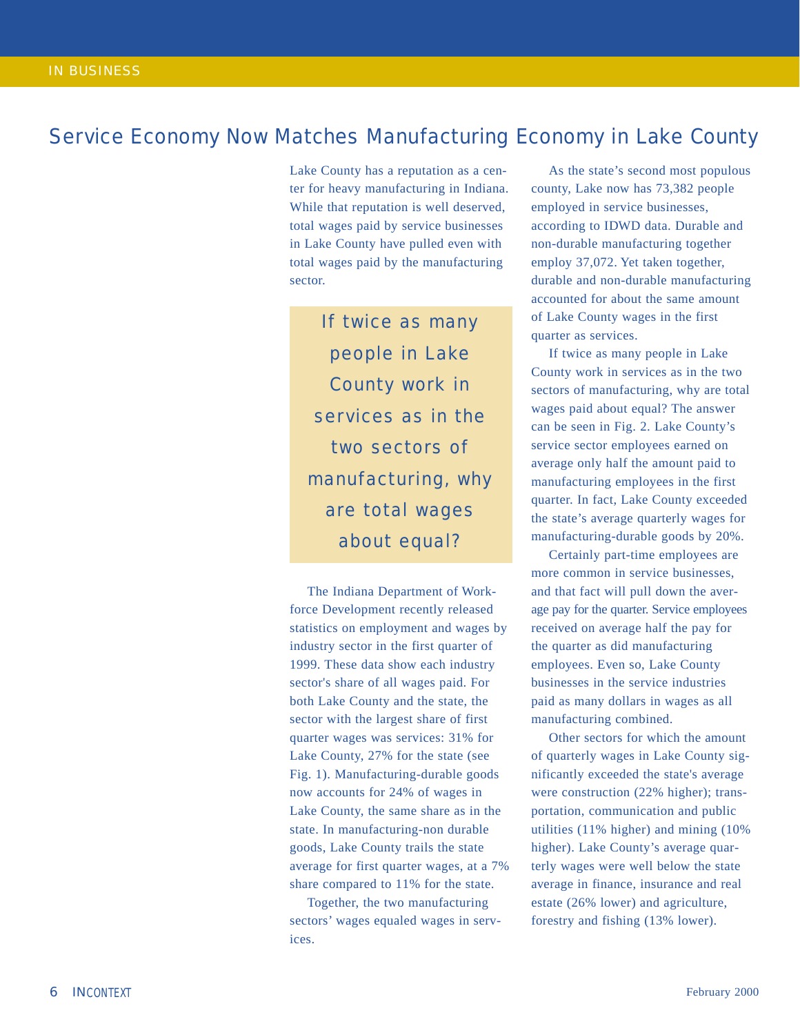# Service Economy Now Matches Manufacturing Economy in Lake County

Lake County has a reputation as a center for heavy manufacturing in Indiana. While that reputation is well deserved, total wages paid by service businesses in Lake County have pulled even with total wages paid by the manufacturing sector.

> If twice as many people in Lake County work in services as in the two sectors of manufacturing, why are total wages about equal?

The Indiana Department of Workforce Development recently released statistics on employment and wages by industry sector in the first quarter of 1999. These data show each industry sector's share of all wages paid. For both Lake County and the state, the sector with the largest share of first quarter wages was services: 31% for Lake County, 27% for the state (see Fig. 1). Manufacturing-durable goods now accounts for 24% of wages in Lake County, the same share as in the state. In manufacturing-non durable goods, Lake County trails the state average for first quarter wages, at a 7% share compared to 11% for the state.

Together, the two manufacturing sectors' wages equaled wages in services.

As the state's second most populous county, Lake now has 73,382 people employed in service businesses, according to IDWD data. Durable and non-durable manufacturing together employ 37,072. Yet taken together, durable and non-durable manufacturing accounted for about the same amount of Lake County wages in the first quarter as services.

If twice as many people in Lake County work in services as in the two sectors of manufacturing, why are total wages paid about equal? The answer can be seen in Fig. 2. Lake County's service sector employees earned on average only half the amount paid to manufacturing employees in the first quarter. In fact, Lake County exceeded the state's average quarterly wages for manufacturing-durable goods by 20%.

Certainly part-time employees are more common in service businesses, and that fact will pull down the average pay for the quarter. Service employees received on average half the pay for the quarter as did manufacturing employees. Even so, Lake County businesses in the service industries paid as many dollars in wages as all manufacturing combined.

Other sectors for which the amount of quarterly wages in Lake County significantly exceeded the state's average were construction (22% higher); transportation, communication and public utilities (11% higher) and mining (10% higher). Lake County's average quarterly wages were well below the state average in finance, insurance and real estate (26% lower) and agriculture, forestry and fishing (13% lower).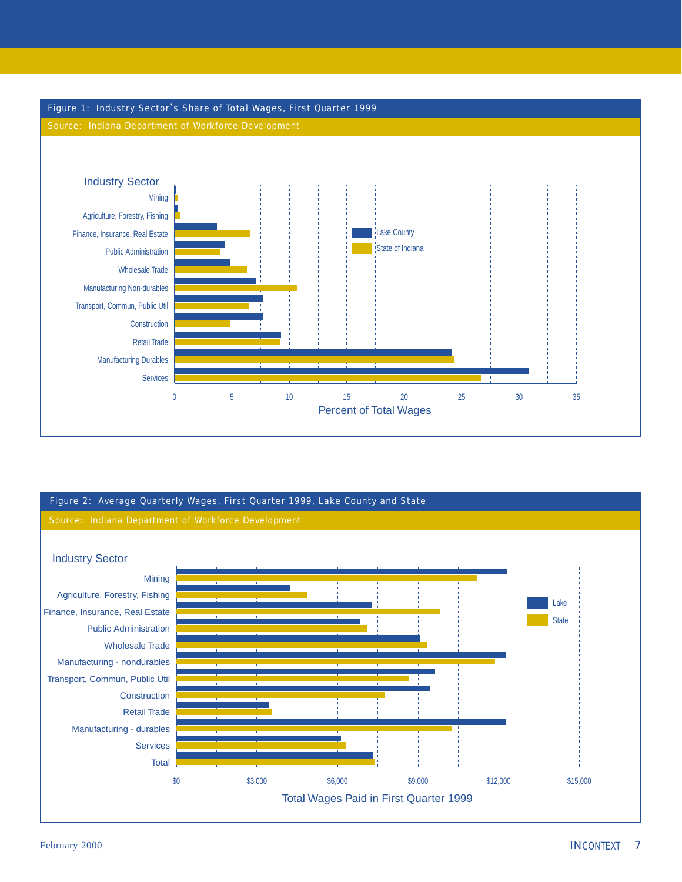Figure 1: Industry Sector's Share of Total Wages, First Quarter 1999

Source: Indiana Department of Workforce Development

Industry Sector

Mining

Agriculture, Forestry, Fishing

Finance, Insurance, Real Estate

Public Administration

Wholesale Trade

Manufacturing Non-durables

Transport, Commun, Public Util

Construction

Retail Trade

Manufacturing Durables

Services

Lake County

State of Indiana

0 5 10 15 20 25 30 35

Percent of Total Wages

Figure 2: Average Quarterly Wages, First Quarter 1999, Lake County and State

Source: Indiana Department of Workforce Development

Industry Sector

Mining

Agriculture, Forestry, Fishing

Finance, Insurance, Real Estate

Public Administration

Wholesale Trade

Manufacturing - nondurables

Transport, Commun, Public Util

Construction

Retail Trade

Manufacturing - durables

Services

Total

Lake

State

$0 $3,000 $6,000 $9,000 $12,000 $15,000

Total Wages Paid in First Quarter 1999